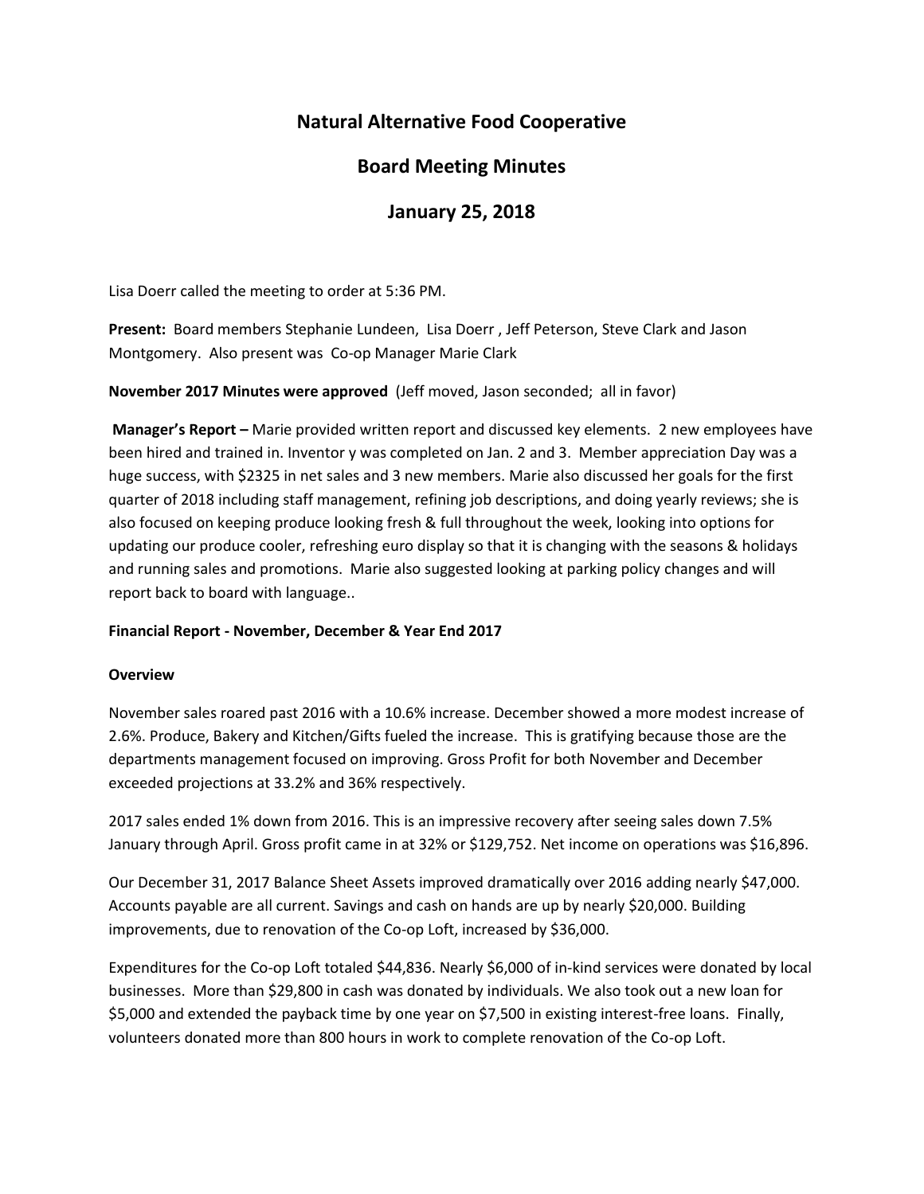# Natural Alternative Food Cooperative

## Board Meeting Minutes

## January 25, 2018

Lisa Doerr called the meeting to order at 5:36 PM.

**Present:** Board members Stephanie Lundeen, Lisa Doerr , Jeff Peterson, Steve Clark and Jason Montgomery. Also present was Co-op Manager Marie Clark

**November 2017 Minutes were approved** (Jeff moved, Jason seconded; all in favor)

**Manager's Report –** Marie provided written report and discussed key elements. 2 new employees have been hired and trained in. Inventor y was completed on Jan. 2 and 3. Member appreciation Day was a huge success, with $2325 in net sales and 3 new members. Marie also discussed her goals for the first quarter of 2018 including staff management, refining job descriptions, and doing yearly reviews; she is also focused on keeping produce looking fresh & full throughout the week, looking into options for updating our produce cooler, refreshing euro display so that it is changing with the seasons & holidays and running sales and promotions. Marie also suggested looking at parking policy changes and will report back to board with language..

**Financial Report - November, December & Year End 2017**

**Overview**

November sales roared past 2016 with a 10.6% increase. December showed a more modest increase of 2.6%. Produce, Bakery and Kitchen/Gifts fueled the increase. This is gratifying because those are the departments management focused on improving. Gross Profit for both November and December exceeded projections at 33.2% and 36% respectively.

2017 sales ended 1% down from 2016. This is an impressive recovery after seeing sales down 7.5% January through April. Gross profit came in at 32% or $129,752. Net income on operations was $16,896.

Our December 31, 2017 Balance Sheet Assets improved dramatically over 2016 adding nearly $47,000. Accounts payable are all current. Savings and cash on hands are up by nearly $20,000. Building improvements, due to renovation of the Co-op Loft, increased by $36,000.

Expenditures for the Co-op Loft totaled $44,836. Nearly $6,000 of in-kind services were donated by local businesses. More than $29,800 in cash was donated by individuals. We also took out a new loan for $5,000 and extended the payback time by one year on $7,500 in existing interest-free loans. Finally, volunteers donated more than 800 hours in work to complete renovation of the Co-op Loft.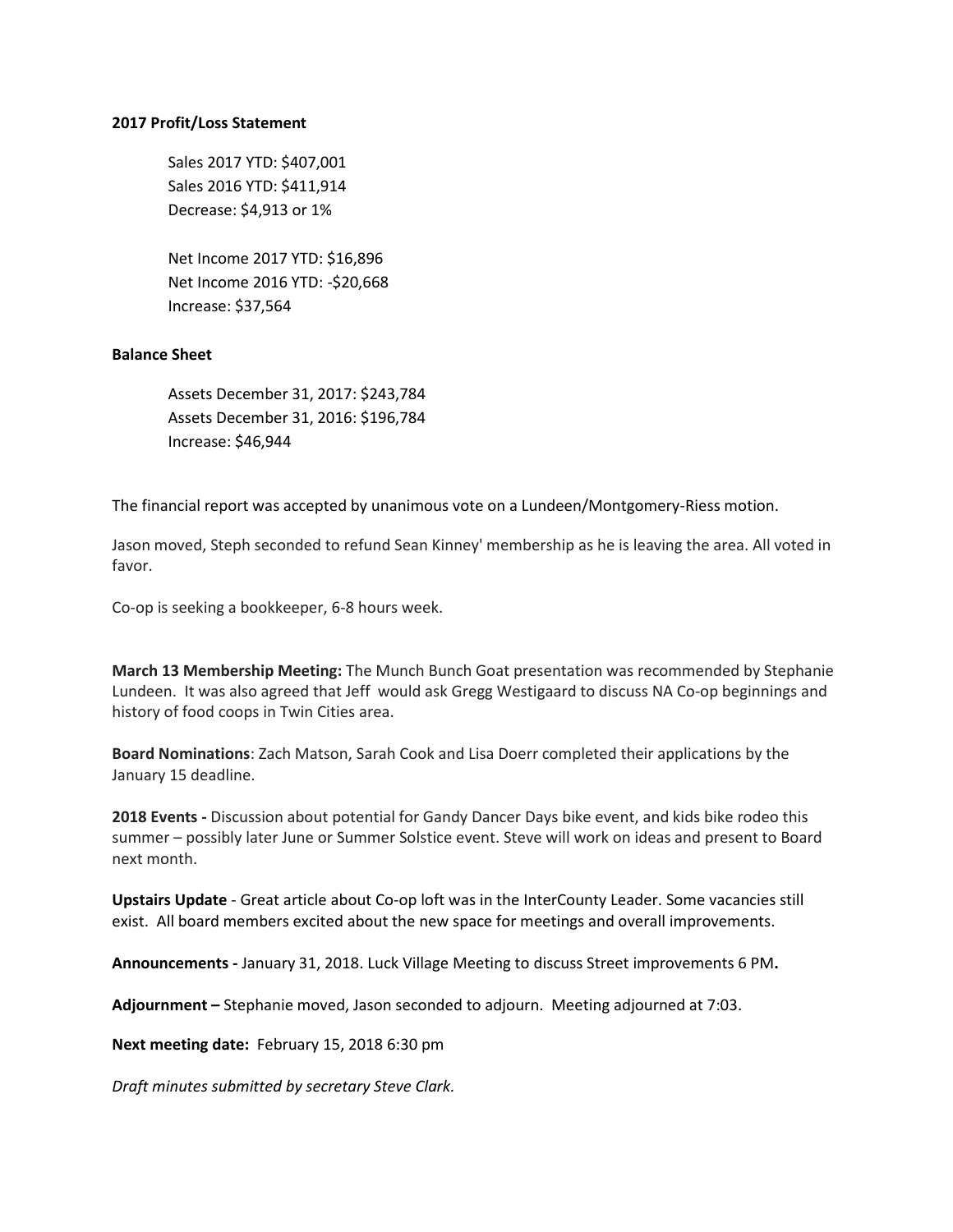**2017 Profit/Loss Statement**

Sales 2017 YTD: $407,001
Sales 2016 YTD: $411,914
Decrease: $4,913 or 1%

Net Income 2017 YTD: $16,896
Net Income 2016 YTD: -$20,668
Increase: $37,564

**Balance Sheet**

Assets December 31, 2017: $243,784
Assets December 31, 2016: $196,784
Increase: $46,944

The financial report was accepted by unanimous vote on a Lundeen/Montgomery-Riess motion.

Jason moved, Steph seconded to refund Sean Kinney' membership as he is leaving the area. All voted in favor.

Co-op is seeking a bookkeeper, 6-8 hours week.

**March 13 Membership Meeting:** The Munch Bunch Goat presentation was recommended by Stephanie Lundeen. It was also agreed that Jeff would ask Gregg Westigaard to discuss NA Co-op beginnings and history of food coops in Twin Cities area.

**Board Nominations**: Zach Matson, Sarah Cook and Lisa Doerr completed their applications by the January 15 deadline.

**2018 Events -** Discussion about potential for Gandy Dancer Days bike event, and kids bike rodeo this summer – possibly later June or Summer Solstice event. Steve will work on ideas and present to Board next month.

**Upstairs Update** - Great article about Co-op loft was in the InterCounty Leader. Some vacancies still exist. All board members excited about the new space for meetings and overall improvements.

**Announcements -** January 31, 2018. Luck Village Meeting to discuss Street improvements 6 PM**.**

**Adjournment –** Stephanie moved, Jason seconded to adjourn. Meeting adjourned at 7:03.

**Next meeting date:** February 15, 2018 6:30 pm

*Draft minutes submitted by secretary Steve Clark.*